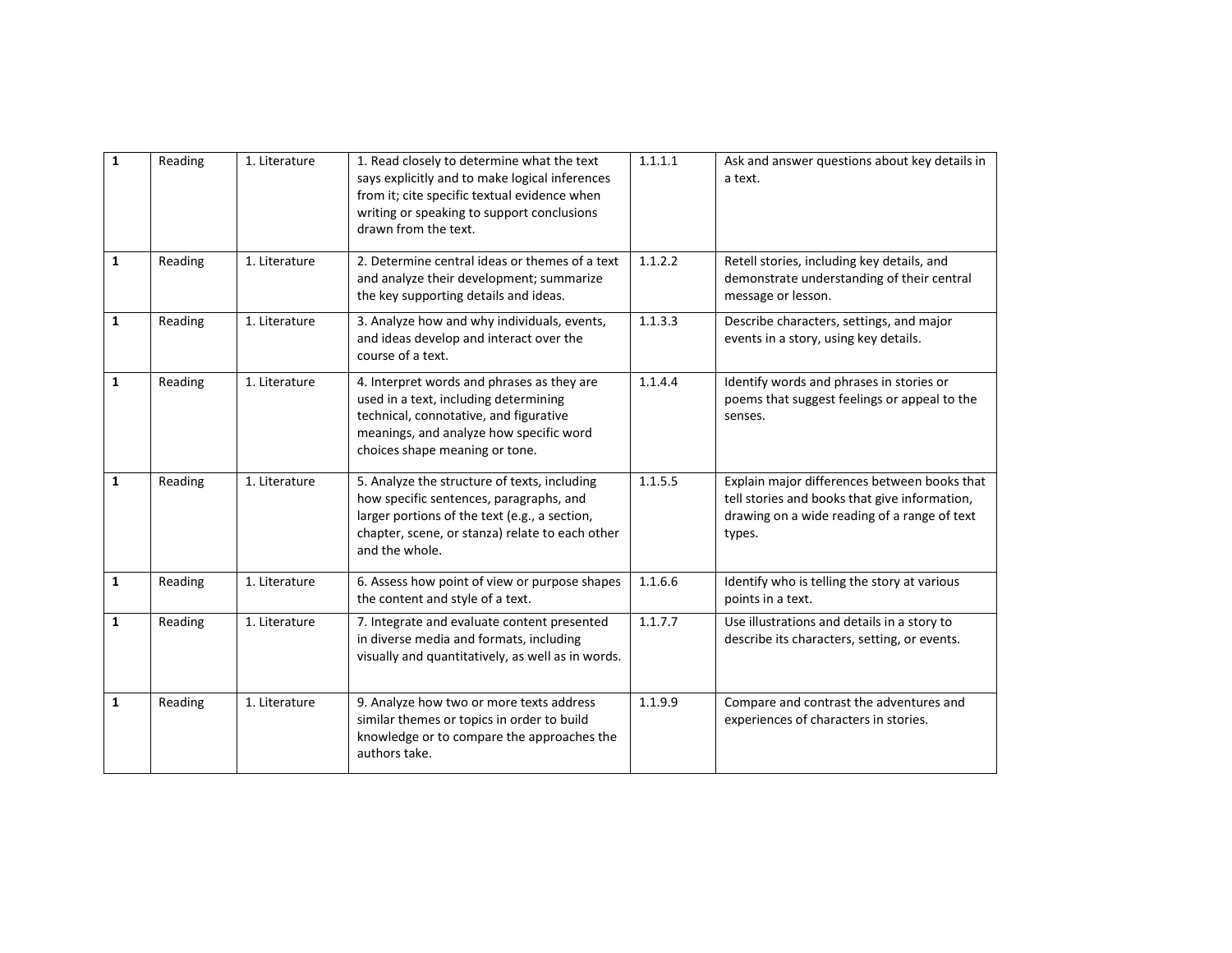| **1** | Reading | 1. Literature | 1. Read closely to determine what the text says explicitly and to make logical inferences from it; cite specific textual evidence when writing or speaking to support conclusions drawn from the text. | 1.1.1.1 | Ask and answer questions about key details in a text. |
|---|---|---|---|---|---|
| **1** | Reading | 1. Literature | 2. Determine central ideas or themes of a text and analyze their development; summarize the key supporting details and ideas. | 1.1.2.2 | Retell stories, including key details, and demonstrate understanding of their central message or lesson. |
| **1** | Reading | 1. Literature | 3. Analyze how and why individuals, events, and ideas develop and interact over the course of a text. | 1.1.3.3 | Describe characters, settings, and major events in a story, using key details. |
| **1** | Reading | 1. Literature | 4. Interpret words and phrases as they are used in a text, including determining technical, connotative, and figurative meanings, and analyze how specific word choices shape meaning or tone. | 1.1.4.4 | Identify words and phrases in stories or poems that suggest feelings or appeal to the senses. |
| **1** | Reading | 1. Literature | 5. Analyze the structure of texts, including how specific sentences, paragraphs, and larger portions of the text (e.g., a section, chapter, scene, or stanza) relate to each other and the whole. | 1.1.5.5 | Explain major differences between books that tell stories and books that give information, drawing on a wide reading of a range of text types. |
| **1** | Reading | 1. Literature | 6. Assess how point of view or purpose shapes the content and style of a text. | 1.1.6.6 | Identify who is telling the story at various points in a text. |
| **1** | Reading | 1. Literature | 7. Integrate and evaluate content presented in diverse media and formats, including visually and quantitatively, as well as in words. | 1.1.7.7 | Use illustrations and details in a story to describe its characters, setting, or events. |
| **1** | Reading | 1. Literature | 9. Analyze how two or more texts address similar themes or topics in order to build knowledge or to compare the approaches the authors take. | 1.1.9.9 | Compare and contrast the adventures and experiences of characters in stories. |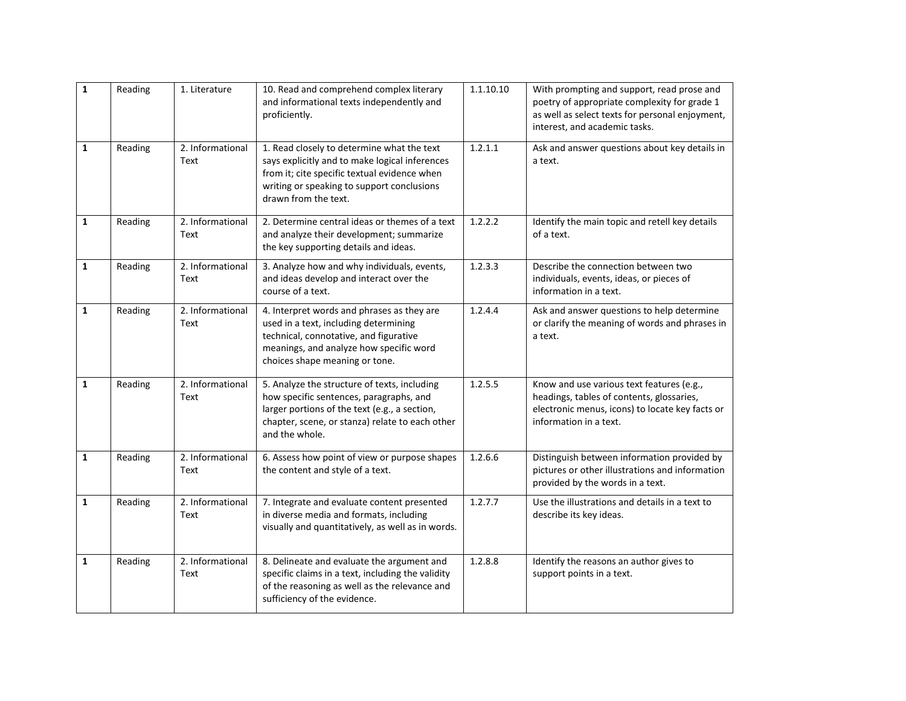| **1** | Reading | 1. Literature | 10. Read and comprehend complex literary and informational texts independently and proficiently. | 1.1.10.10 | With prompting and support, read prose and poetry of appropriate complexity for grade 1 as well as select texts for personal enjoyment, interest, and academic tasks. |
|---|---|---|---|---|---|
| **1** | Reading | 2. Informational Text | 1. Read closely to determine what the text says explicitly and to make logical inferences from it; cite specific textual evidence when writing or speaking to support conclusions drawn from the text. | 1.2.1.1 | Ask and answer questions about key details in a text. |
| **1** | Reading | 2. Informational Text | 2. Determine central ideas or themes of a text and analyze their development; summarize the key supporting details and ideas. | 1.2.2.2 | Identify the main topic and retell key details of a text. |
| **1** | Reading | 2. Informational Text | 3. Analyze how and why individuals, events, and ideas develop and interact over the course of a text. | 1.2.3.3 | Describe the connection between two individuals, events, ideas, or pieces of information in a text. |
| **1** | Reading | 2. Informational Text | 4. Interpret words and phrases as they are used in a text, including determining technical, connotative, and figurative meanings, and analyze how specific word choices shape meaning or tone. | 1.2.4.4 | Ask and answer questions to help determine or clarify the meaning of words and phrases in a text. |
| **1** | Reading | 2. Informational Text | 5. Analyze the structure of texts, including how specific sentences, paragraphs, and larger portions of the text (e.g., a section, chapter, scene, or stanza) relate to each other and the whole. | 1.2.5.5 | Know and use various text features (e.g., headings, tables of contents, glossaries, electronic menus, icons) to locate key facts or information in a text. |
| **1** | Reading | 2. Informational Text | 6. Assess how point of view or purpose shapes the content and style of a text. | 1.2.6.6 | Distinguish between information provided by pictures or other illustrations and information provided by the words in a text. |
| **1** | Reading | 2. Informational Text | 7. Integrate and evaluate content presented in diverse media and formats, including visually and quantitatively, as well as in words. | 1.2.7.7 | Use the illustrations and details in a text to describe its key ideas. |
| **1** | Reading | 2. Informational Text | 8. Delineate and evaluate the argument and specific claims in a text, including the validity of the reasoning as well as the relevance and sufficiency of the evidence. | 1.2.8.8 | Identify the reasons an author gives to support points in a text. |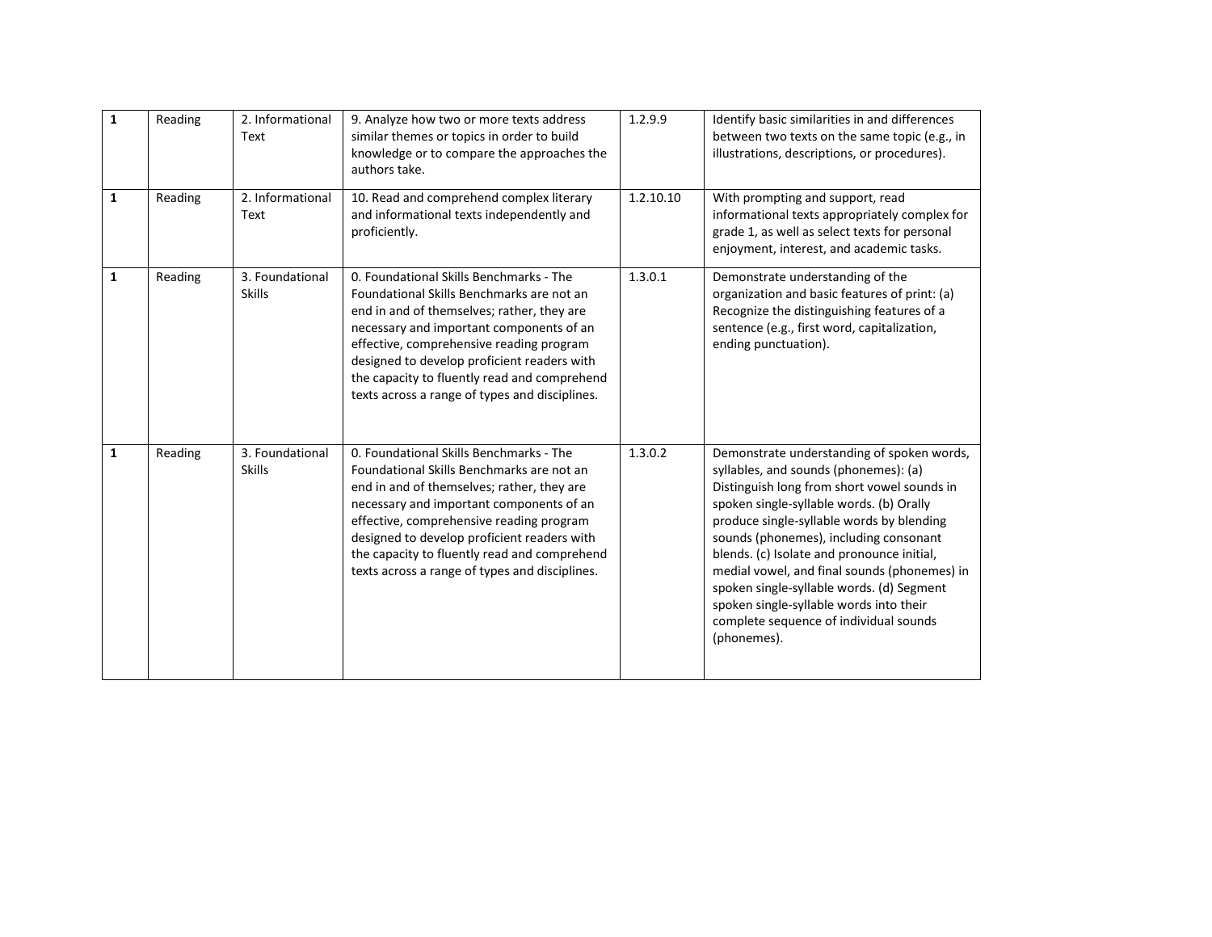| | | | | | |
|---|---|---|---|---|---|
| **1** | Reading | 2. Informational Text | 9. Analyze how two or more texts address similar themes or topics in order to build knowledge or to compare the approaches the authors take. | 1.2.9.9 | Identify basic similarities in and differences between two texts on the same topic (e.g., in illustrations, descriptions, or procedures). |
| **1** | Reading | 2. Informational Text | 10. Read and comprehend complex literary and informational texts independently and proficiently. | 1.2.10.10 | With prompting and support, read informational texts appropriately complex for grade 1, as well as select texts for personal enjoyment, interest, and academic tasks. |
| **1** | Reading | 3. Foundational Skills | 0. Foundational Skills Benchmarks - The Foundational Skills Benchmarks are not an end in and of themselves; rather, they are necessary and important components of an effective, comprehensive reading program designed to develop proficient readers with the capacity to fluently read and comprehend texts across a range of types and disciplines. | 1.3.0.1 | Demonstrate understanding of the organization and basic features of print: (a) Recognize the distinguishing features of a sentence (e.g., first word, capitalization, ending punctuation). |
| **1** | Reading | 3. Foundational Skills | 0. Foundational Skills Benchmarks - The Foundational Skills Benchmarks are not an end in and of themselves; rather, they are necessary and important components of an effective, comprehensive reading program designed to develop proficient readers with the capacity to fluently read and comprehend texts across a range of types and disciplines. | 1.3.0.2 | Demonstrate understanding of spoken words, syllables, and sounds (phonemes): (a) Distinguish long from short vowel sounds in spoken single-syllable words. (b) Orally produce single-syllable words by blending sounds (phonemes), including consonant blends. (c) Isolate and pronounce initial, medial vowel, and final sounds (phonemes) in spoken single-syllable words. (d) Segment spoken single-syllable words into their complete sequence of individual sounds (phonemes). |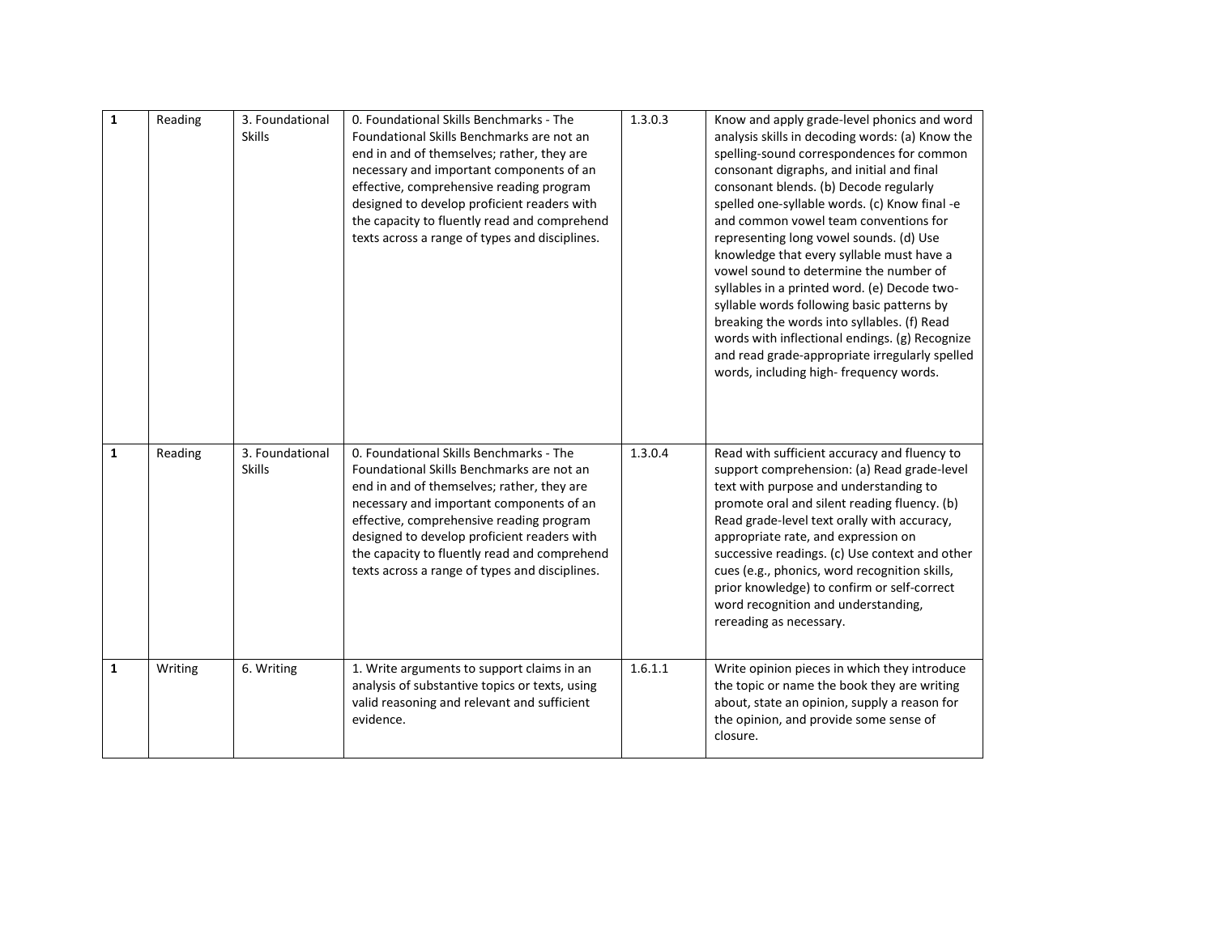| **1** | Reading | 3. Foundational Skills | 0. Foundational Skills Benchmarks - The Foundational Skills Benchmarks are not an end in and of themselves; rather, they are necessary and important components of an effective, comprehensive reading program designed to develop proficient readers with the capacity to fluently read and comprehend texts across a range of types and disciplines. | 1.3.0.3 | Know and apply grade-level phonics and word analysis skills in decoding words: (a) Know the spelling-sound correspondences for common consonant digraphs, and initial and final consonant blends. (b) Decode regularly spelled one-syllable words. (c) Know final -e and common vowel team conventions for representing long vowel sounds. (d) Use knowledge that every syllable must have a vowel sound to determine the number of syllables in a printed word. (e) Decode two-syllable words following basic patterns by breaking the words into syllables. (f) Read words with inflectional endings. (g) Recognize and read grade-appropriate irregularly spelled words, including high- frequency words. |
|---|---|---|---|---|---|
| **1** | Reading | 3. Foundational Skills | 0. Foundational Skills Benchmarks - The Foundational Skills Benchmarks are not an end in and of themselves; rather, they are necessary and important components of an effective, comprehensive reading program designed to develop proficient readers with the capacity to fluently read and comprehend texts across a range of types and disciplines. | 1.3.0.4 | Read with sufficient accuracy and fluency to support comprehension: (a) Read grade-level text with purpose and understanding to promote oral and silent reading fluency. (b) Read grade-level text orally with accuracy, appropriate rate, and expression on successive readings. (c) Use context and other cues (e.g., phonics, word recognition skills, prior knowledge) to confirm or self-correct word recognition and understanding, rereading as necessary. |
| **1** | Writing | 6. Writing | 1. Write arguments to support claims in an analysis of substantive topics or texts, using valid reasoning and relevant and sufficient evidence. | 1.6.1.1 | Write opinion pieces in which they introduce the topic or name the book they are writing about, state an opinion, supply a reason for the opinion, and provide some sense of closure. |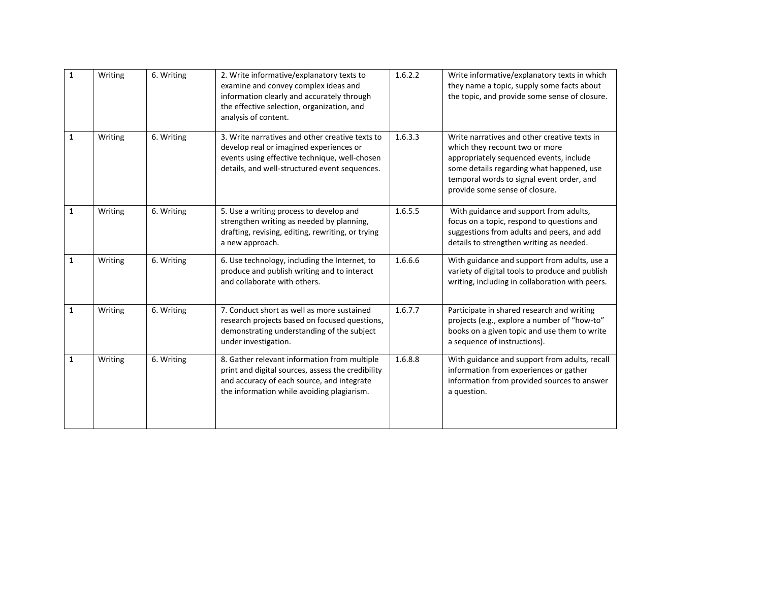| **1** | Writing | 6. Writing | 2. Write informative/explanatory texts to examine and convey complex ideas and information clearly and accurately through the effective selection, organization, and analysis of content. | 1.6.2.2 | Write informative/explanatory texts in which they name a topic, supply some facts about the topic, and provide some sense of closure. |
|---|---|---|---|---|---|
| **1** | Writing | 6. Writing | 3. Write narratives and other creative texts to develop real or imagined experiences or events using effective technique, well-chosen details, and well-structured event sequences. | 1.6.3.3 | Write narratives and other creative texts in which they recount two or more appropriately sequenced events, include some details regarding what happened, use temporal words to signal event order, and provide some sense of closure. |
| **1** | Writing | 6. Writing | 5. Use a writing process to develop and strengthen writing as needed by planning, drafting, revising, editing, rewriting, or trying a new approach. | 1.6.5.5 | With guidance and support from adults, focus on a topic, respond to questions and suggestions from adults and peers, and add details to strengthen writing as needed. |
| **1** | Writing | 6. Writing | 6. Use technology, including the Internet, to produce and publish writing and to interact and collaborate with others. | 1.6.6.6 | With guidance and support from adults, use a variety of digital tools to produce and publish writing, including in collaboration with peers. |
| **1** | Writing | 6. Writing | 7. Conduct short as well as more sustained research projects based on focused questions, demonstrating understanding of the subject under investigation. | 1.6.7.7 | Participate in shared research and writing projects (e.g., explore a number of "how-to" books on a given topic and use them to write a sequence of instructions). |
| **1** | Writing | 6. Writing | 8. Gather relevant information from multiple print and digital sources, assess the credibility and accuracy of each source, and integrate the information while avoiding plagiarism. | 1.6.8.8 | With guidance and support from adults, recall information from experiences or gather information from provided sources to answer a question. |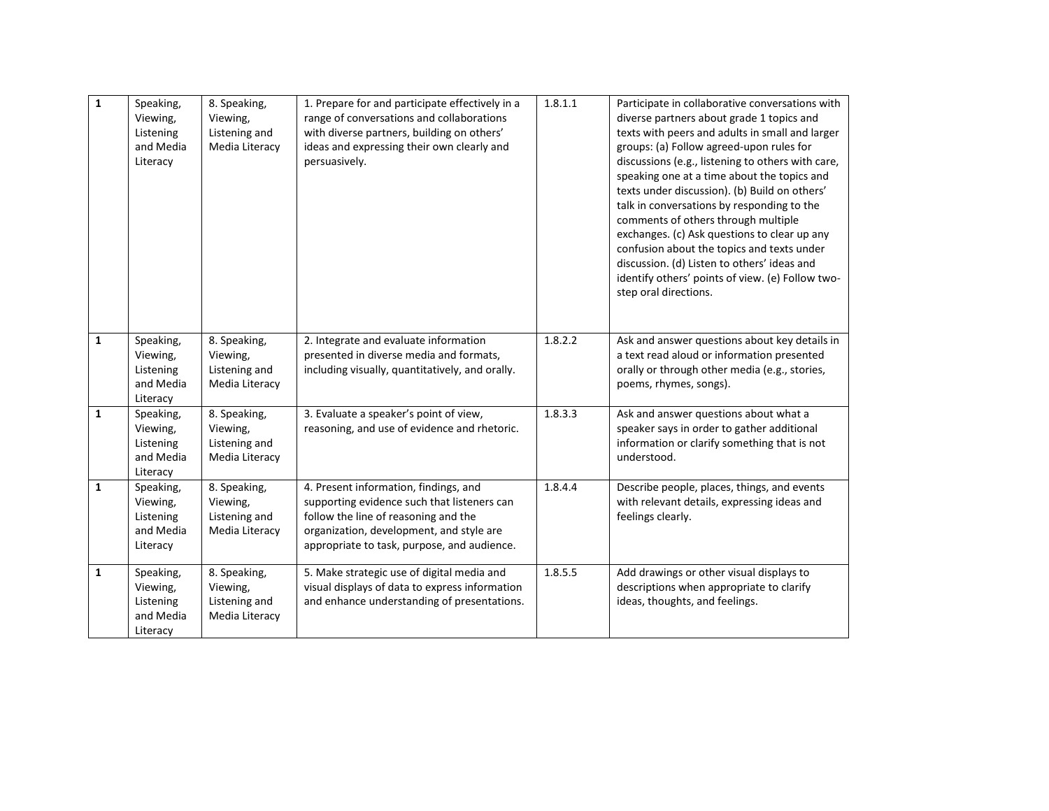| 1 | Speaking, Viewing, Listening and Media Literacy | 8. Speaking, Viewing, Listening and Media Literacy | 1. Prepare for and participate effectively in a range of conversations and collaborations with diverse partners, building on others' ideas and expressing their own clearly and persuasively. | 1.8.1.1 | Participate in collaborative conversations with diverse partners about grade 1 topics and texts with peers and adults in small and larger groups: (a) Follow agreed-upon rules for discussions (e.g., listening to others with care, speaking one at a time about the topics and texts under discussion). (b) Build on others' talk in conversations by responding to the comments of others through multiple exchanges. (c) Ask questions to clear up any confusion about the topics and texts under discussion. (d) Listen to others' ideas and identify others' points of view. (e) Follow two-step oral directions. |
|---|---|---|---|---|---|
| 1 | Speaking, Viewing, Listening and Media Literacy | 8. Speaking, Viewing, Listening and Media Literacy | 2. Integrate and evaluate information presented in diverse media and formats, including visually, quantitatively, and orally. | 1.8.2.2 | Ask and answer questions about key details in a text read aloud or information presented orally or through other media (e.g., stories, poems, rhymes, songs). |
| 1 | Speaking, Viewing, Listening and Media Literacy | 8. Speaking, Viewing, Listening and Media Literacy | 3. Evaluate a speaker's point of view, reasoning, and use of evidence and rhetoric. | 1.8.3.3 | Ask and answer questions about what a speaker says in order to gather additional information or clarify something that is not understood. |
| 1 | Speaking, Viewing, Listening and Media Literacy | 8. Speaking, Viewing, Listening and Media Literacy | 4. Present information, findings, and supporting evidence such that listeners can follow the line of reasoning and the organization, development, and style are appropriate to task, purpose, and audience. | 1.8.4.4 | Describe people, places, things, and events with relevant details, expressing ideas and feelings clearly. |
| 1 | Speaking, Viewing, Listening and Media Literacy | 8. Speaking, Viewing, Listening and Media Literacy | 5. Make strategic use of digital media and visual displays of data to express information and enhance understanding of presentations. | 1.8.5.5 | Add drawings or other visual displays to descriptions when appropriate to clarify ideas, thoughts, and feelings. |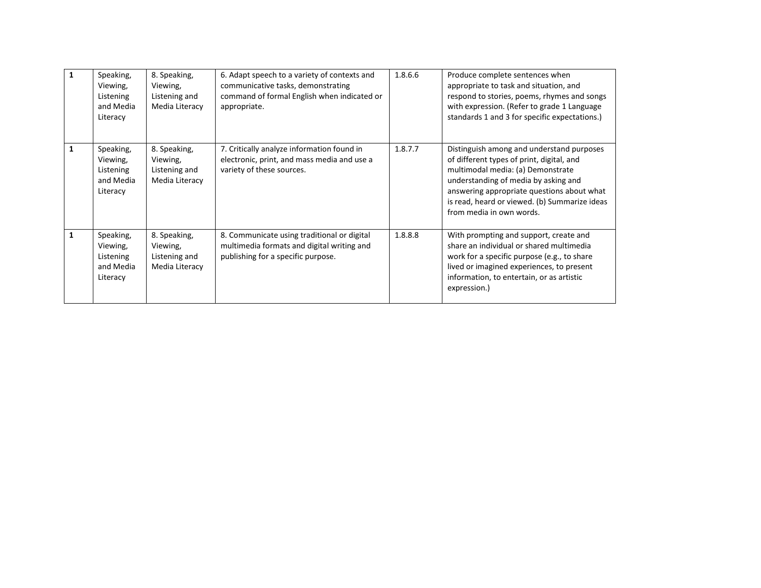| 1 | Speaking, Viewing, Listening and Media Literacy | 8. Speaking, Viewing, Listening and Media Literacy | 6. Adapt speech to a variety of contexts and communicative tasks, demonstrating command of formal English when indicated or appropriate. | 1.8.6.6 | Produce complete sentences when appropriate to task and situation, and respond to stories, poems, rhymes and songs with expression. (Refer to grade 1 Language standards 1 and 3 for specific expectations.) |
|---|---|---|---|---|---|
| 1 | Speaking, Viewing, Listening and Media Literacy | 8. Speaking, Viewing, Listening and Media Literacy | 7. Critically analyze information found in electronic, print, and mass media and use a variety of these sources. | 1.8.7.7 | Distinguish among and understand purposes of different types of print, digital, and multimodal media: (a) Demonstrate understanding of media by asking and answering appropriate questions about what is read, heard or viewed. (b) Summarize ideas from media in own words. |
| 1 | Speaking, Viewing, Listening and Media Literacy | 8. Speaking, Viewing, Listening and Media Literacy | 8. Communicate using traditional or digital multimedia formats and digital writing and publishing for a specific purpose. | 1.8.8.8 | With prompting and support, create and share an individual or shared multimedia work for a specific purpose (e.g., to share lived or imagined experiences, to present information, to entertain, or as artistic expression.) |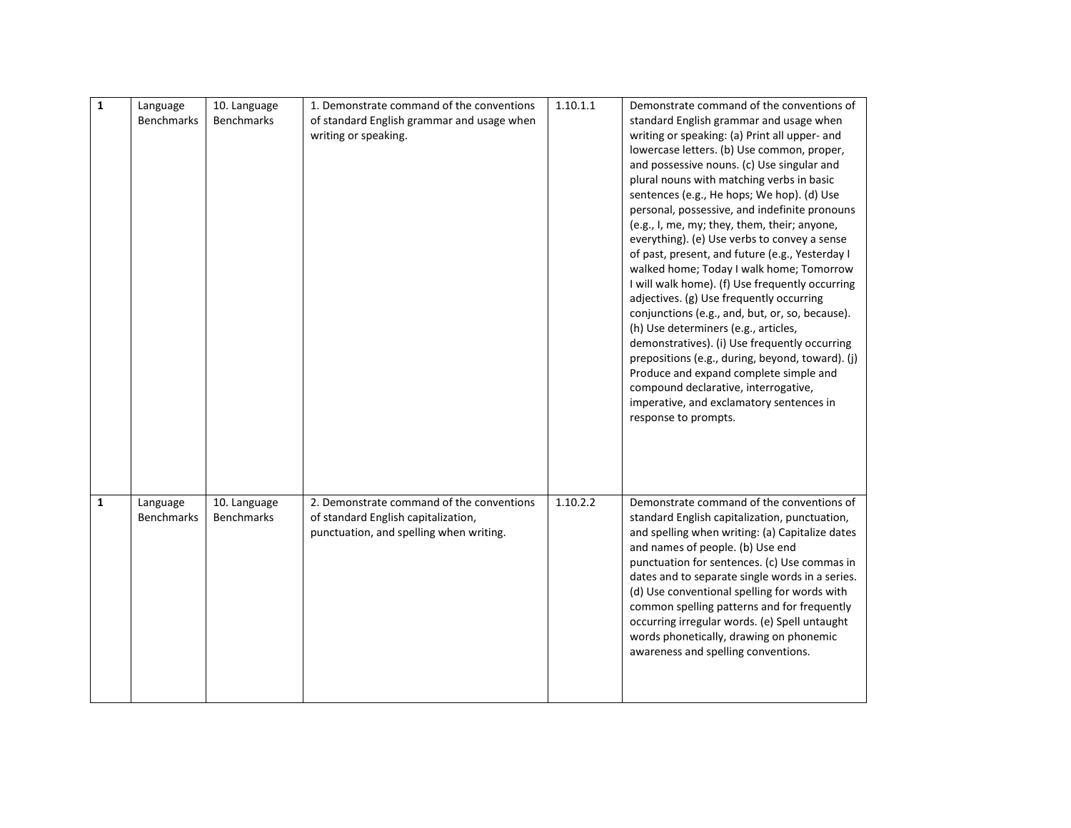| **1** | Language Benchmarks | 10. Language Benchmarks | 1. Demonstrate command of the conventions of standard English grammar and usage when writing or speaking. | 1.10.1.1 | Demonstrate command of the conventions of standard English grammar and usage when writing or speaking: (a) Print all upper- and lowercase letters. (b) Use common, proper, and possessive nouns. (c) Use singular and plural nouns with matching verbs in basic sentences (e.g., He hops; We hop). (d) Use personal, possessive, and indefinite pronouns (e.g., I, me, my; they, them, their; anyone, everything). (e) Use verbs to convey a sense of past, present, and future (e.g., Yesterday I walked home; Today I walk home; Tomorrow I will walk home). (f) Use frequently occurring adjectives. (g) Use frequently occurring conjunctions (e.g., and, but, or, so, because). (h) Use determiners (e.g., articles, demonstratives). (i) Use frequently occurring prepositions (e.g., during, beyond, toward). (j) Produce and expand complete simple and compound declarative, interrogative, imperative, and exclamatory sentences in response to prompts. |
|---|---|---|---|---|---|
| **1** | Language Benchmarks | 10. Language Benchmarks | 2. Demonstrate command of the conventions of standard English capitalization, punctuation, and spelling when writing. | 1.10.2.2 | Demonstrate command of the conventions of standard English capitalization, punctuation, and spelling when writing: (a) Capitalize dates and names of people. (b) Use end punctuation for sentences. (c) Use commas in dates and to separate single words in a series. (d) Use conventional spelling for words with common spelling patterns and for frequently occurring irregular words. (e) Spell untaught words phonetically, drawing on phonemic awareness and spelling conventions. |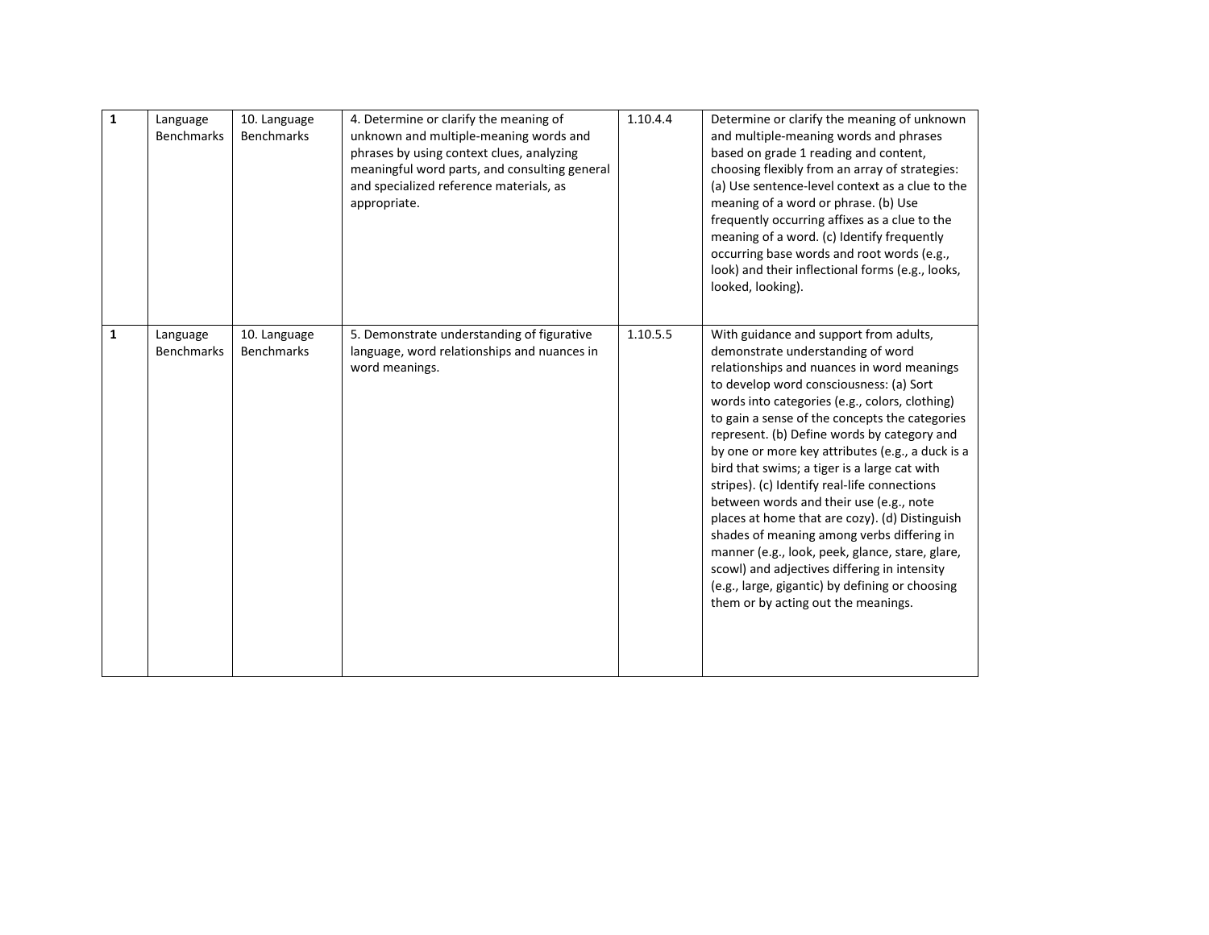| | | | | | |
|---|---|---|---|---|---|
| **1** | Language Benchmarks | 10. Language Benchmarks | 4. Determine or clarify the meaning of unknown and multiple-meaning words and phrases by using context clues, analyzing meaningful word parts, and consulting general and specialized reference materials, as appropriate. | 1.10.4.4 | Determine or clarify the meaning of unknown and multiple-meaning words and phrases based on grade 1 reading and content, choosing flexibly from an array of strategies: (a) Use sentence-level context as a clue to the meaning of a word or phrase. (b) Use frequently occurring affixes as a clue to the meaning of a word. (c) Identify frequently occurring base words and root words (e.g., look) and their inflectional forms (e.g., looks, looked, looking). |
| **1** | Language Benchmarks | 10. Language Benchmarks | 5. Demonstrate understanding of figurative language, word relationships and nuances in word meanings. | 1.10.5.5 | With guidance and support from adults, demonstrate understanding of word relationships and nuances in word meanings to develop word consciousness: (a) Sort words into categories (e.g., colors, clothing) to gain a sense of the concepts the categories represent. (b) Define words by category and by one or more key attributes (e.g., a duck is a bird that swims; a tiger is a large cat with stripes). (c) Identify real-life connections between words and their use (e.g., note places at home that are cozy). (d) Distinguish shades of meaning among verbs differing in manner (e.g., look, peek, glance, stare, glare, scowl) and adjectives differing in intensity (e.g., large, gigantic) by defining or choosing them or by acting out the meanings. |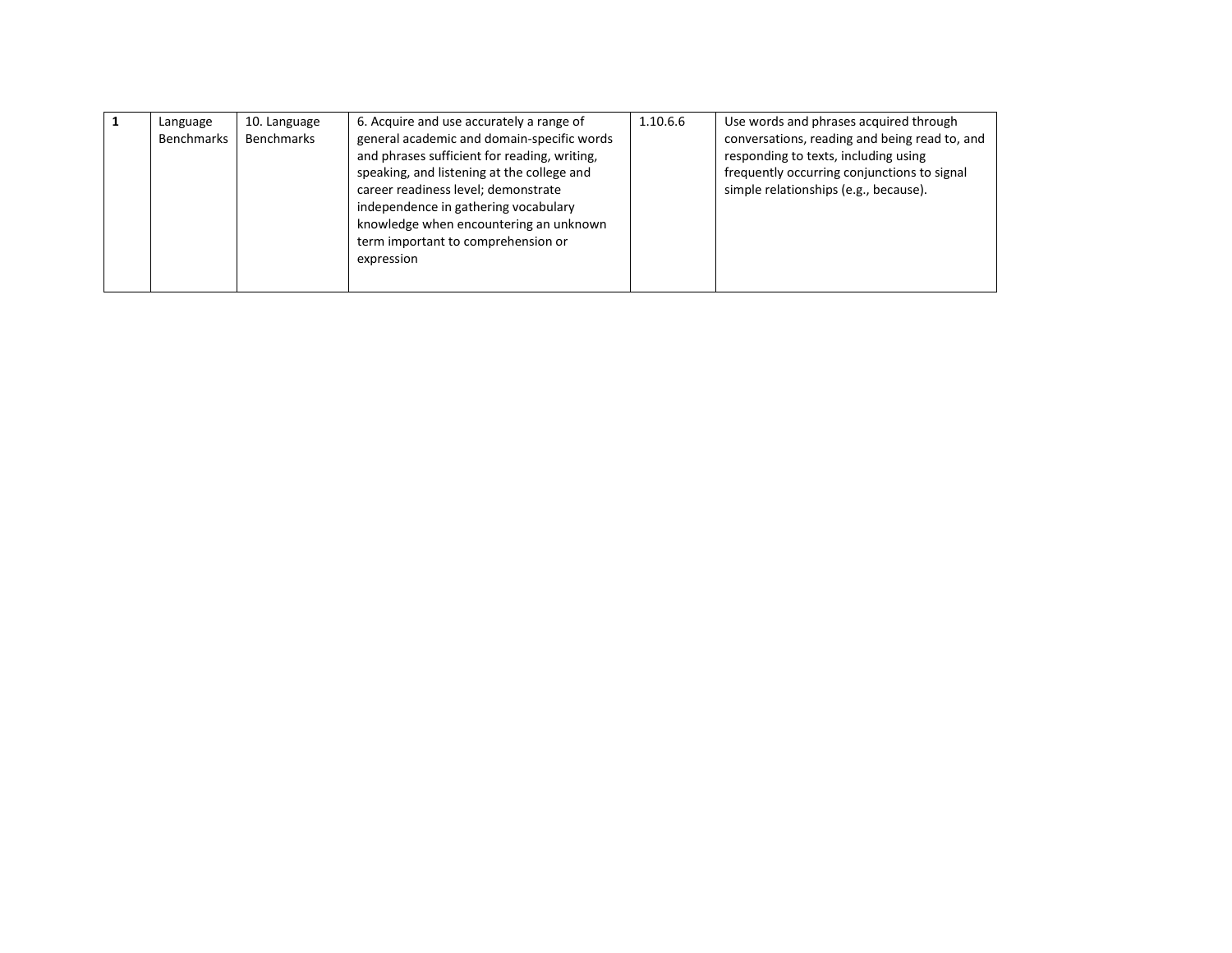| | | | | | |
|---|---|---|---|---|---|
| **1** | Language Benchmarks | 10. Language Benchmarks | 6. Acquire and use accurately a range of general academic and domain-specific words and phrases sufficient for reading, writing, speaking, and listening at the college and career readiness level; demonstrate independence in gathering vocabulary knowledge when encountering an unknown term important to comprehension or expression | 1.10.6.6 | Use words and phrases acquired through conversations, reading and being read to, and responding to texts, including using frequently occurring conjunctions to signal simple relationships (e.g., because). |